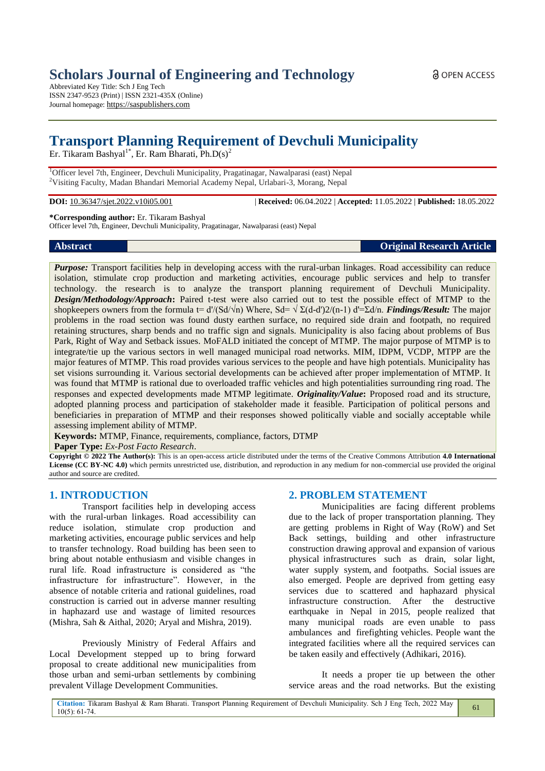# Scholars Journal of Engineering and Technology

Abbreviated Key Title: Sch J Eng Tech
ISSN 2347-9523 (Print) | ISSN 2321-435X (Online)
Journal homepage: https://saspublishers.com

OPEN ACCESS

# Transport Planning Requirement of Devchuli Municipality

Er. Tikaram Bashyal[1*], Er. Ram Bharati, Ph.D(s)[2]

[1]Officer level 7th, Engineer, Devchuli Municipality, Pragatinagar, Nawalparasi (east) Nepal
[2]Visiting Faculty, Madan Bhandari Memorial Academy Nepal, Urlabari-3, Morang, Nepal

**DOI:** 10.36347/sjet.2022.v10i05.001 | **Received:** 06.04.2022 | **Accepted:** 11.05.2022 | **Published:** 18.05.2022

**\*Corresponding author:** Er. Tikaram Bashyal
Officer level 7th, Engineer, Devchuli Municipality, Pragatinagar, Nawalparasi (east) Nepal

**Abstract** | **Original Research Article**

***Purpose:*** Transport facilities help in developing access with the rural-urban linkages. Road accessibility can reduce isolation, stimulate crop production and marketing activities, encourage public services and help to transfer technology. the research is to analyze the transport planning requirement of Devchuli Municipality. ***Design/Methodology/Approach*:** Paired t-test were also carried out to test the possible effect of MTMP to the shopkeepers owners from the formula $t= d'/(Sd/\sqrt{n})$ Where, $Sd= \sqrt{\Sigma(d-d')2/(n-1)}$ $d'=\Sigma d/n$. ***Findings/Result:*** The major problems in the road section was found dusty earthen surface, no required side drain and footpath, no required retaining structures, sharp bends and no traffic sign and signals. Municipality is also facing about problems of Bus Park, Right of Way and Setback issues. MoFALD initiated the concept of MTMP. The major purpose of MTMP is to integrate/tie up the various sectors in well managed municipal road networks. MIM, IDPM, VCDP, MTPP are the major features of MTMP. This road provides various services to the people and have high potentials. Municipality has set visions surrounding it. Various sectorial developments can be achieved after proper implementation of MTMP. It was found that MTMP is rational due to overloaded traffic vehicles and high potentialities surrounding ring road. The responses and expected developments made MTMP legitimate. ***Originality/Value*:** Proposed road and its structure, adopted planning process and participation of stakeholder made it feasible. Participation of political persons and beneficiaries in preparation of MTMP and their responses showed politically viable and socially acceptable while assessing implement ability of MTMP.

**Keywords:** MTMP, Finance, requirements, compliance, factors, DTMP

**Paper Type:** *Ex-Post Facto Research*.

**Copyright © 2022 The Author(s):** This is an open-access article distributed under the terms of the Creative Commons Attribution **4.0 International License (CC BY-NC 4.0)** which permits unrestricted use, distribution, and reproduction in any medium for non-commercial use provided the original author and source are credited.

## 1. INTRODUCTION

Transport facilities help in developing access with the rural-urban linkages. Road accessibility can reduce isolation, stimulate crop production and marketing activities, encourage public services and help to transfer technology. Road building has been seen to bring about notable enthusiasm and visible changes in rural life. Road infrastructure is considered as "the infrastructure for infrastructure". However, in the absence of notable criteria and rational guidelines, road construction is carried out in adverse manner resulting in haphazard use and wastage of limited resources (Mishra, Sah & Aithal, 2020; Aryal and Mishra, 2019).

Previously Ministry of Federal Affairs and Local Development stepped up to bring forward proposal to create additional new municipalities from those urban and semi-urban settlements by combining prevalent Village Development Communities.

## 2. PROBLEM STATEMENT

Municipalities are facing different problems due to the lack of proper transportation planning. They are getting problems in Right of Way (RoW) and Set Back settings, building and other infrastructure construction drawing approval and expansion of various physical infrastructures such as drain, solar light, water supply system, and footpaths. Social issues are also emerged. People are deprived from getting easy services due to scattered and haphazard physical infrastructure construction. After the destructive earthquake in Nepal in 2015, people realized that many municipal roads are even unable to pass ambulances and firefighting vehicles. People want the integrated facilities where all the required services can be taken easily and effectively (Adhikari, 2016).

It needs a proper tie up between the other service areas and the road networks. But the existing

**Citation:** Tikaram Bashyal & Ram Bharati. Transport Planning Requirement of Devchuli Municipality. Sch J Eng Tech, 2022 May 10(5): 61-74.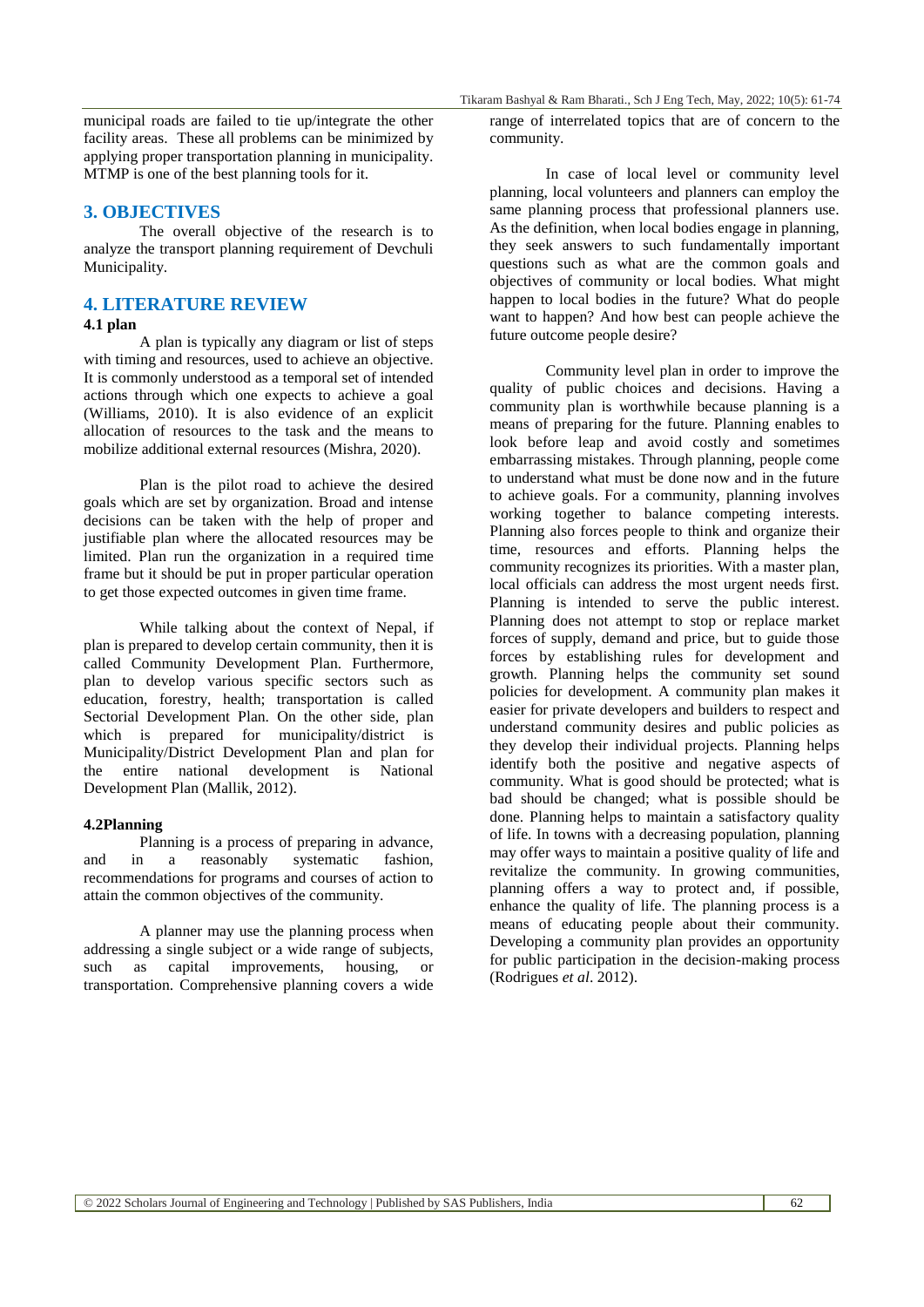municipal roads are failed to tie up/integrate the other facility areas. These all problems can be minimized by applying proper transportation planning in municipality. MTMP is one of the best planning tools for it.

## 3. OBJECTIVES

The overall objective of the research is to analyze the transport planning requirement of Devchuli Municipality.

## 4. LITERATURE REVIEW

### 4.1 plan

A plan is typically any diagram or list of steps with timing and resources, used to achieve an objective. It is commonly understood as a temporal set of intended actions through which one expects to achieve a goal (Williams, 2010). It is also evidence of an explicit allocation of resources to the task and the means to mobilize additional external resources (Mishra, 2020).

Plan is the pilot road to achieve the desired goals which are set by organization. Broad and intense decisions can be taken with the help of proper and justifiable plan where the allocated resources may be limited. Plan run the organization in a required time frame but it should be put in proper particular operation to get those expected outcomes in given time frame.

While talking about the context of Nepal, if plan is prepared to develop certain community, then it is called Community Development Plan. Furthermore, plan to develop various specific sectors such as education, forestry, health; transportation is called Sectorial Development Plan. On the other side, plan which is prepared for municipality/district is Municipality/District Development Plan and plan for the entire national development is National Development Plan (Mallik, 2012).

### 4.2Planning

Planning is a process of preparing in advance, and in a reasonably systematic fashion, recommendations for programs and courses of action to attain the common objectives of the community.

A planner may use the planning process when addressing a single subject or a wide range of subjects, such as capital improvements, housing, or transportation. Comprehensive planning covers a wide range of interrelated topics that are of concern to the community.

In case of local level or community level planning, local volunteers and planners can employ the same planning process that professional planners use. As the definition, when local bodies engage in planning, they seek answers to such fundamentally important questions such as what are the common goals and objectives of community or local bodies. What might happen to local bodies in the future? What do people want to happen? And how best can people achieve the future outcome people desire?

Community level plan in order to improve the quality of public choices and decisions. Having a community plan is worthwhile because planning is a means of preparing for the future. Planning enables to look before leap and avoid costly and sometimes embarrassing mistakes. Through planning, people come to understand what must be done now and in the future to achieve goals. For a community, planning involves working together to balance competing interests. Planning also forces people to think and organize their time, resources and efforts. Planning helps the community recognizes its priorities. With a master plan, local officials can address the most urgent needs first. Planning is intended to serve the public interest. Planning does not attempt to stop or replace market forces of supply, demand and price, but to guide those forces by establishing rules for development and growth. Planning helps the community set sound policies for development. A community plan makes it easier for private developers and builders to respect and understand community desires and public policies as they develop their individual projects. Planning helps identify both the positive and negative aspects of community. What is good should be protected; what is bad should be changed; what is possible should be done. Planning helps to maintain a satisfactory quality of life. In towns with a decreasing population, planning may offer ways to maintain a positive quality of life and revitalize the community. In growing communities, planning offers a way to protect and, if possible, enhance the quality of life. The planning process is a means of educating people about their community. Developing a community plan provides an opportunity for public participation in the decision-making process (Rodrigues *et al*. 2012).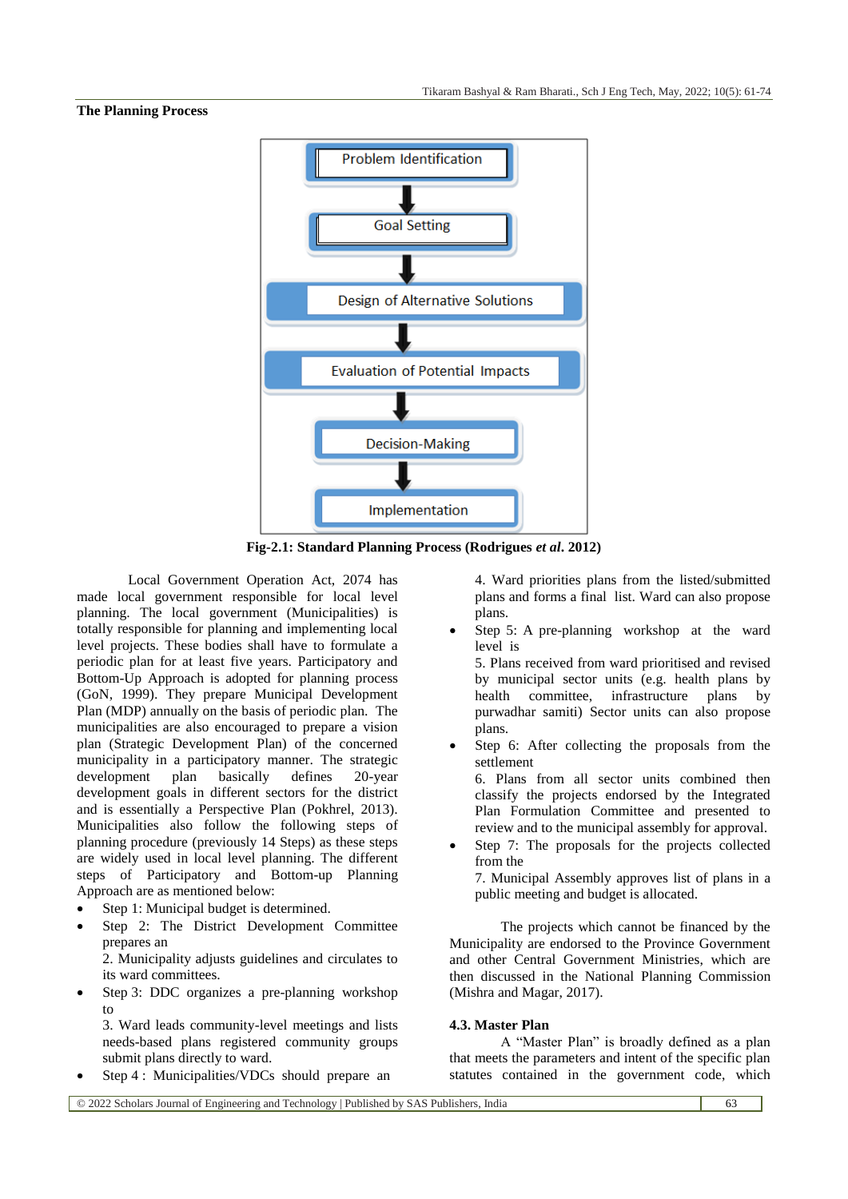**The Planning Process**

Problem Identification

Goal Setting

Design of Alternative Solutions

Evaluation of Potential Impacts

Decision-Making

Implementation

**Fig-2.1: Standard Planning Process (Rodrigues *et al*. 2012)**

Local Government Operation Act, 2074 has made local government responsible for local level planning. The local government (Municipalities) is totally responsible for planning and implementing local level projects. These bodies shall have to formulate a periodic plan for at least five years. Participatory and Bottom-Up Approach is adopted for planning process (GoN, 1999). They prepare Municipal Development Plan (MDP) annually on the basis of periodic plan. The municipalities are also encouraged to prepare a vision plan (Strategic Development Plan) of the concerned municipality in a participatory manner. The strategic development plan basically defines 20-year development goals in different sectors for the district and is essentially a Perspective Plan (Pokhrel, 2013). Municipalities also follow the following steps of planning procedure (previously 14 Steps) as these steps are widely used in local level planning. The different steps of Participatory and Bottom-up Planning Approach are as mentioned below:

- Step 1: Municipal budget is determined.
- Step 2: The District Development Committee prepares an
  2. Municipality adjusts guidelines and circulates to its ward committees.
- Step 3: DDC organizes a pre-planning workshop to
  3. Ward leads community-level meetings and lists needs-based plans registered community groups submit plans directly to ward.
- Step 4 : Municipalities/VDCs should prepare an
  4. Ward priorities plans from the listed/submitted plans and forms a final list. Ward can also propose plans.
- Step 5: A pre-planning workshop at the ward level is
  5. Plans received from ward prioritised and revised by municipal sector units (e.g. health plans by health committee, infrastructure plans by purwadhar samiti) Sector units can also propose plans.
- Step 6: After collecting the proposals from the settlement
  6. Plans from all sector units combined then classify the projects endorsed by the Integrated Plan Formulation Committee and presented to review and to the municipal assembly for approval.
- Step 7: The proposals for the projects collected from the
  7. Municipal Assembly approves list of plans in a public meeting and budget is allocated.

The projects which cannot be financed by the Municipality are endorsed to the Province Government and other Central Government Ministries, which are then discussed in the National Planning Commission (Mishra and Magar, 2017).

### 4.3. Master Plan

A "Master Plan" is broadly defined as a plan that meets the parameters and intent of the specific plan statutes contained in the government code, which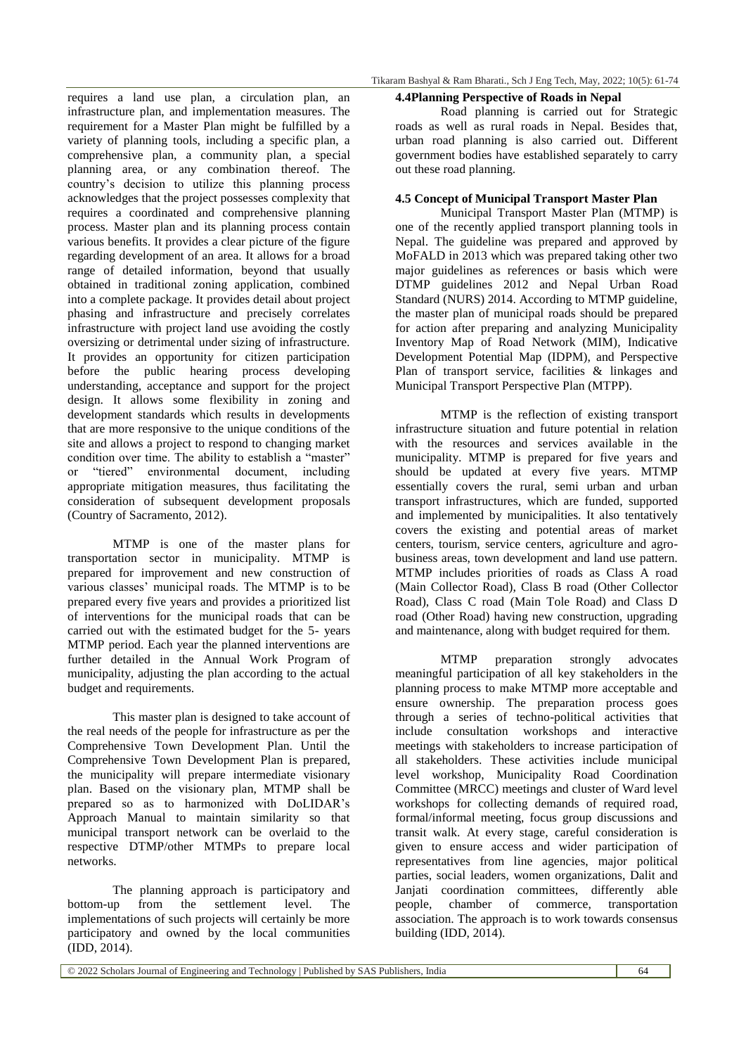requires a land use plan, a circulation plan, an infrastructure plan, and implementation measures. The requirement for a Master Plan might be fulfilled by a variety of planning tools, including a specific plan, a comprehensive plan, a community plan, a special planning area, or any combination thereof. The country's decision to utilize this planning process acknowledges that the project possesses complexity that requires a coordinated and comprehensive planning process. Master plan and its planning process contain various benefits. It provides a clear picture of the figure regarding development of an area. It allows for a broad range of detailed information, beyond that usually obtained in traditional zoning application, combined into a complete package. It provides detail about project phasing and infrastructure and precisely correlates infrastructure with project land use avoiding the costly oversizing or detrimental under sizing of infrastructure. It provides an opportunity for citizen participation before the public hearing process developing understanding, acceptance and support for the project design. It allows some flexibility in zoning and development standards which results in developments that are more responsive to the unique conditions of the site and allows a project to respond to changing market condition over time. The ability to establish a "master" or "tiered" environmental document, including appropriate mitigation measures, thus facilitating the consideration of subsequent development proposals (Country of Sacramento, 2012).

MTMP is one of the master plans for transportation sector in municipality. MTMP is prepared for improvement and new construction of various classes' municipal roads. The MTMP is to be prepared every five years and provides a prioritized list of interventions for the municipal roads that can be carried out with the estimated budget for the 5- years MTMP period. Each year the planned interventions are further detailed in the Annual Work Program of municipality, adjusting the plan according to the actual budget and requirements.

This master plan is designed to take account of the real needs of the people for infrastructure as per the Comprehensive Town Development Plan. Until the Comprehensive Town Development Plan is prepared, the municipality will prepare intermediate visionary plan. Based on the visionary plan, MTMP shall be prepared so as to harmonized with DoLIDAR's Approach Manual to maintain similarity so that municipal transport network can be overlaid to the respective DTMP/other MTMPs to prepare local networks.

The planning approach is participatory and bottom-up from the settlement level. The implementations of such projects will certainly be more participatory and owned by the local communities (IDD, 2014).

**4.4Planning Perspective of Roads in Nepal**

Road planning is carried out for Strategic roads as well as rural roads in Nepal. Besides that, urban road planning is also carried out. Different government bodies have established separately to carry out these road planning.

**4.5 Concept of Municipal Transport Master Plan**

Municipal Transport Master Plan (MTMP) is one of the recently applied transport planning tools in Nepal. The guideline was prepared and approved by MoFALD in 2013 which was prepared taking other two major guidelines as references or basis which were DTMP guidelines 2012 and Nepal Urban Road Standard (NURS) 2014. According to MTMP guideline, the master plan of municipal roads should be prepared for action after preparing and analyzing Municipality Inventory Map of Road Network (MIM), Indicative Development Potential Map (IDPM), and Perspective Plan of transport service, facilities & linkages and Municipal Transport Perspective Plan (MTPP).

MTMP is the reflection of existing transport infrastructure situation and future potential in relation with the resources and services available in the municipality. MTMP is prepared for five years and should be updated at every five years. MTMP essentially covers the rural, semi urban and urban transport infrastructures, which are funded, supported and implemented by municipalities. It also tentatively covers the existing and potential areas of market centers, tourism, service centers, agriculture and agro-business areas, town development and land use pattern. MTMP includes priorities of roads as Class A road (Main Collector Road), Class B road (Other Collector Road), Class C road (Main Tole Road) and Class D road (Other Road) having new construction, upgrading and maintenance, along with budget required for them.

MTMP preparation strongly advocates meaningful participation of all key stakeholders in the planning process to make MTMP more acceptable and ensure ownership. The preparation process goes through a series of techno-political activities that include consultation workshops and interactive meetings with stakeholders to increase participation of all stakeholders. These activities include municipal level workshop, Municipality Road Coordination Committee (MRCC) meetings and cluster of Ward level workshops for collecting demands of required road, formal/informal meeting, focus group discussions and transit walk. At every stage, careful consideration is given to ensure access and wider participation of representatives from line agencies, major political parties, social leaders, women organizations, Dalit and Janjati coordination committees, differently able people, chamber of commerce, transportation association. The approach is to work towards consensus building (IDD, 2014).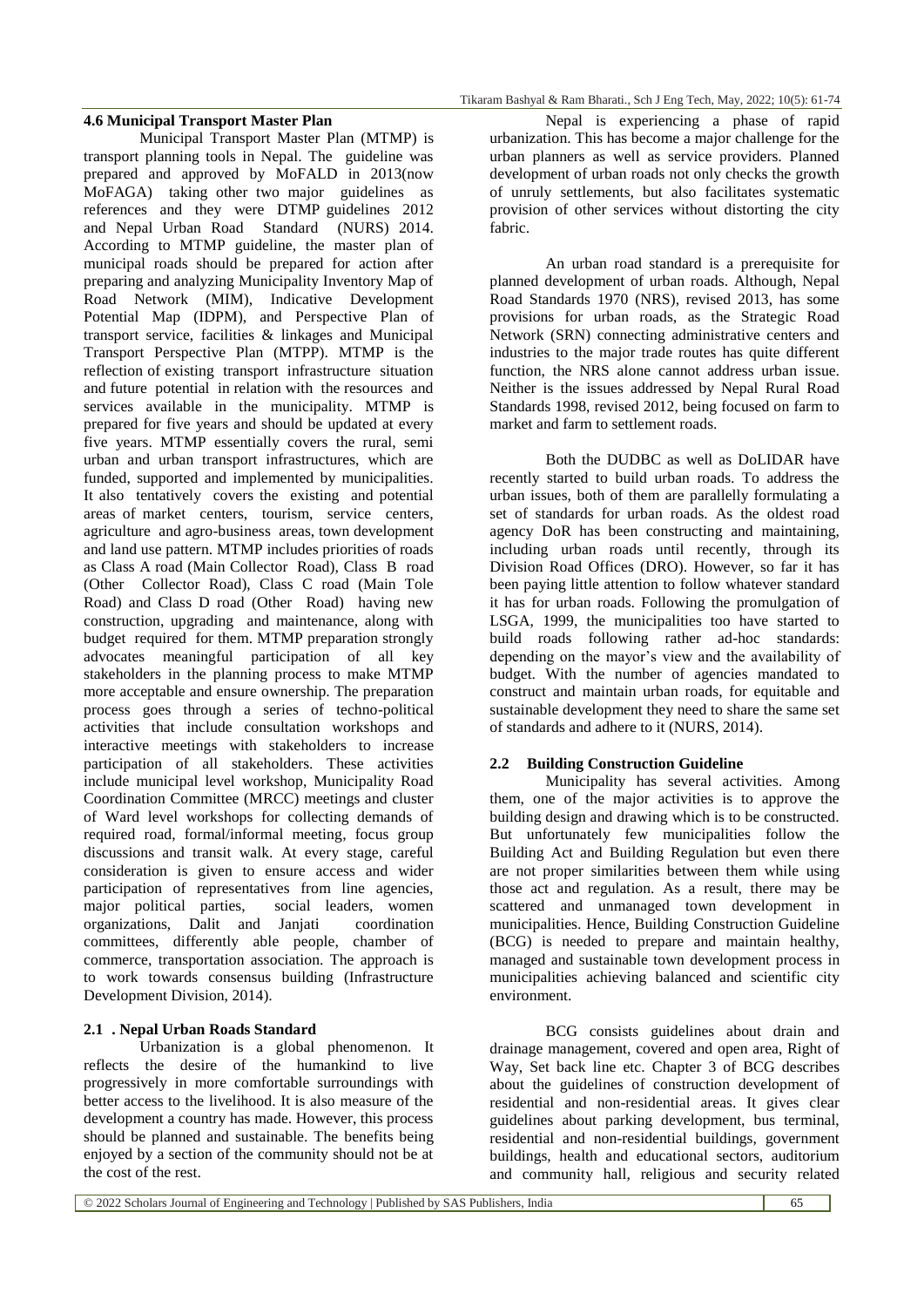### 4.6 Municipal Transport Master Plan

Municipal Transport Master Plan (MTMP) is transport planning tools in Nepal. The guideline was prepared and approved by MoFALD in 2013(now MoFAGA) taking other two major guidelines as references and they were DTMP guidelines 2012 and Nepal Urban Road Standard (NURS) 2014. According to MTMP guideline, the master plan of municipal roads should be prepared for action after preparing and analyzing Municipality Inventory Map of Road Network (MIM), Indicative Development Potential Map (IDPM), and Perspective Plan of transport service, facilities & linkages and Municipal Transport Perspective Plan (MTPP). MTMP is the reflection of existing transport infrastructure situation and future potential in relation with the resources and services available in the municipality. MTMP is prepared for five years and should be updated at every five years. MTMP essentially covers the rural, semi urban and urban transport infrastructures, which are funded, supported and implemented by municipalities. It also tentatively covers the existing and potential areas of market centers, tourism, service centers, agriculture and agro-business areas, town development and land use pattern. MTMP includes priorities of roads as Class A road (Main Collector Road), Class B road (Other Collector Road), Class C road (Main Tole Road) and Class D road (Other Road) having new construction, upgrading and maintenance, along with budget required for them. MTMP preparation strongly advocates meaningful participation of all key stakeholders in the planning process to make MTMP more acceptable and ensure ownership. The preparation process goes through a series of techno-political activities that include consultation workshops and interactive meetings with stakeholders to increase participation of all stakeholders. These activities include municipal level workshop, Municipality Road Coordination Committee (MRCC) meetings and cluster of Ward level workshops for collecting demands of required road, formal/informal meeting, focus group discussions and transit walk. At every stage, careful consideration is given to ensure access and wider participation of representatives from line agencies, major political parties, social leaders, women organizations, Dalit and Janjati coordination committees, differently able people, chamber of commerce, transportation association. The approach is to work towards consensus building (Infrastructure Development Division, 2014).

### 2.1 . Nepal Urban Roads Standard

Urbanization is a global phenomenon. It reflects the desire of the humankind to live progressively in more comfortable surroundings with better access to the livelihood. It is also measure of the development a country has made. However, this process should be planned and sustainable. The benefits being enjoyed by a section of the community should not be at the cost of the rest.

Nepal is experiencing a phase of rapid urbanization. This has become a major challenge for the urban planners as well as service providers. Planned development of urban roads not only checks the growth of unruly settlements, but also facilitates systematic provision of other services without distorting the city fabric.

An urban road standard is a prerequisite for planned development of urban roads. Although, Nepal Road Standards 1970 (NRS), revised 2013, has some provisions for urban roads, as the Strategic Road Network (SRN) connecting administrative centers and industries to the major trade routes has quite different function, the NRS alone cannot address urban issue. Neither is the issues addressed by Nepal Rural Road Standards 1998, revised 2012, being focused on farm to market and farm to settlement roads.

Both the DUDBC as well as DoLIDAR have recently started to build urban roads. To address the urban issues, both of them are parallelly formulating a set of standards for urban roads. As the oldest road agency DoR has been constructing and maintaining, including urban roads until recently, through its Division Road Offices (DRO). However, so far it has been paying little attention to follow whatever standard it has for urban roads. Following the promulgation of LSGA, 1999, the municipalities too have started to build roads following rather ad-hoc standards: depending on the mayor's view and the availability of budget. With the number of agencies mandated to construct and maintain urban roads, for equitable and sustainable development they need to share the same set of standards and adhere to it (NURS, 2014).

### 2.2 Building Construction Guideline

Municipality has several activities. Among them, one of the major activities is to approve the building design and drawing which is to be constructed. But unfortunately few municipalities follow the Building Act and Building Regulation but even there are not proper similarities between them while using those act and regulation. As a result, there may be scattered and unmanaged town development in municipalities. Hence, Building Construction Guideline (BCG) is needed to prepare and maintain healthy, managed and sustainable town development process in municipalities achieving balanced and scientific city environment.

BCG consists guidelines about drain and drainage management, covered and open area, Right of Way, Set back line etc. Chapter 3 of BCG describes about the guidelines of construction development of residential and non-residential areas. It gives clear guidelines about parking development, bus terminal, residential and non-residential buildings, government buildings, health and educational sectors, auditorium and community hall, religious and security related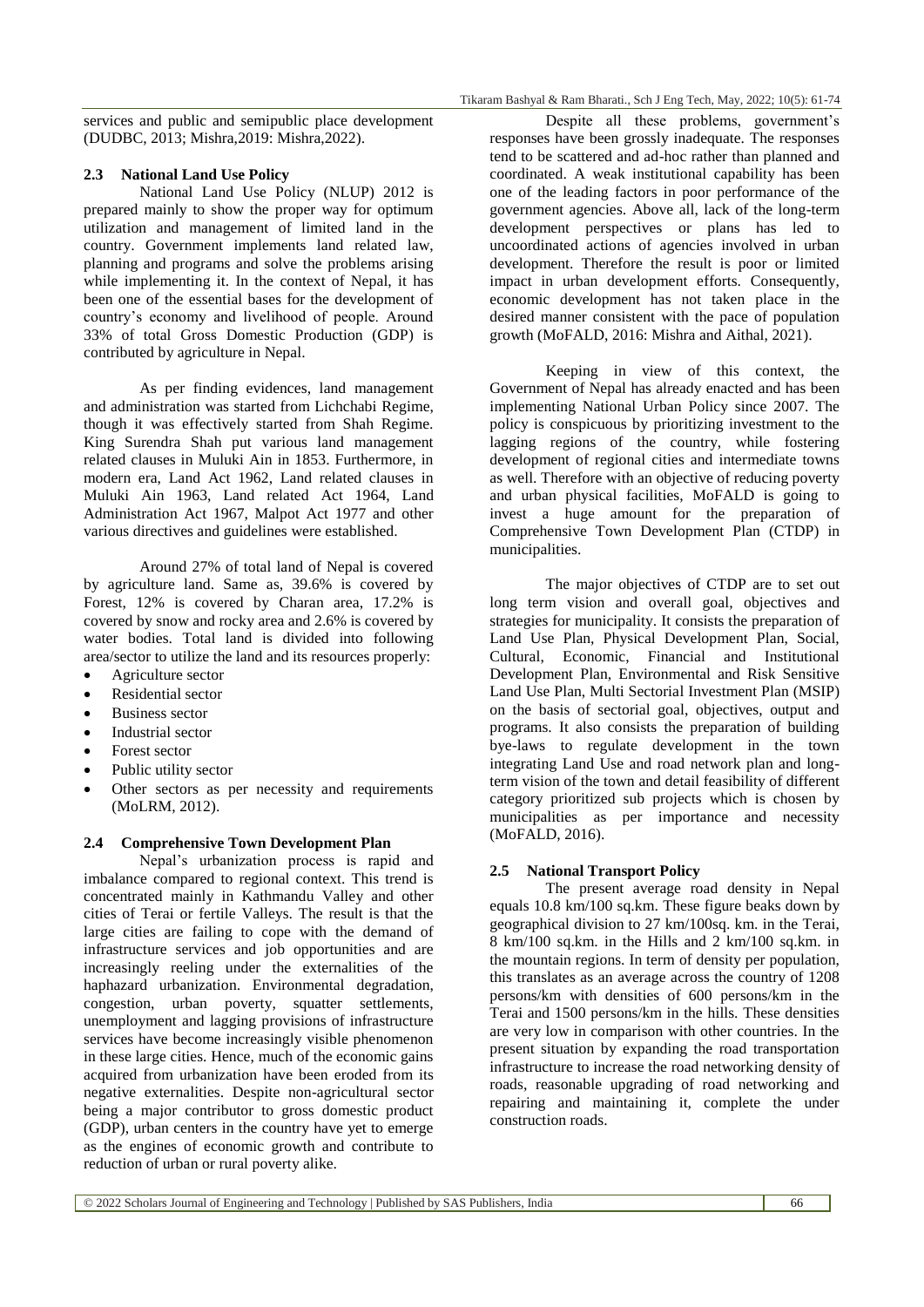services and public and semipublic place development (DUDBC, 2013; Mishra,2019: Mishra,2022).

### 2.3 National Land Use Policy

National Land Use Policy (NLUP) 2012 is prepared mainly to show the proper way for optimum utilization and management of limited land in the country. Government implements land related law, planning and programs and solve the problems arising while implementing it. In the context of Nepal, it has been one of the essential bases for the development of country's economy and livelihood of people. Around 33% of total Gross Domestic Production (GDP) is contributed by agriculture in Nepal.

As per finding evidences, land management and administration was started from Lichchabi Regime, though it was effectively started from Shah Regime. King Surendra Shah put various land management related clauses in Muluki Ain in 1853. Furthermore, in modern era, Land Act 1962, Land related clauses in Muluki Ain 1963, Land related Act 1964, Land Administration Act 1967, Malpot Act 1977 and other various directives and guidelines were established.

Around 27% of total land of Nepal is covered by agriculture land. Same as, 39.6% is covered by Forest, 12% is covered by Charan area, 17.2% is covered by snow and rocky area and 2.6% is covered by water bodies. Total land is divided into following area/sector to utilize the land and its resources properly:

- Agriculture sector
- Residential sector
- Business sector
- Industrial sector
- Forest sector
- Public utility sector
- Other sectors as per necessity and requirements (MoLRM, 2012).

### 2.4 Comprehensive Town Development Plan

Nepal's urbanization process is rapid and imbalance compared to regional context. This trend is concentrated mainly in Kathmandu Valley and other cities of Terai or fertile Valleys. The result is that the large cities are failing to cope with the demand of infrastructure services and job opportunities and are increasingly reeling under the externalities of the haphazard urbanization. Environmental degradation, congestion, urban poverty, squatter settlements, unemployment and lagging provisions of infrastructure services have become increasingly visible phenomenon in these large cities. Hence, much of the economic gains acquired from urbanization have been eroded from its negative externalities. Despite non-agricultural sector being a major contributor to gross domestic product (GDP), urban centers in the country have yet to emerge as the engines of economic growth and contribute to reduction of urban or rural poverty alike.

Despite all these problems, government's responses have been grossly inadequate. The responses tend to be scattered and ad-hoc rather than planned and coordinated. A weak institutional capability has been one of the leading factors in poor performance of the government agencies. Above all, lack of the long-term development perspectives or plans has led to uncoordinated actions of agencies involved in urban development. Therefore the result is poor or limited impact in urban development efforts. Consequently, economic development has not taken place in the desired manner consistent with the pace of population growth (MoFALD, 2016: Mishra and Aithal, 2021).

Keeping in view of this context, the Government of Nepal has already enacted and has been implementing National Urban Policy since 2007. The policy is conspicuous by prioritizing investment to the lagging regions of the country, while fostering development of regional cities and intermediate towns as well. Therefore with an objective of reducing poverty and urban physical facilities, MoFALD is going to invest a huge amount for the preparation of Comprehensive Town Development Plan (CTDP) in municipalities.

The major objectives of CTDP are to set out long term vision and overall goal, objectives and strategies for municipality. It consists the preparation of Land Use Plan, Physical Development Plan, Social, Cultural, Economic, Financial and Institutional Development Plan, Environmental and Risk Sensitive Land Use Plan, Multi Sectorial Investment Plan (MSIP) on the basis of sectorial goal, objectives, output and programs. It also consists the preparation of building bye-laws to regulate development in the town integrating Land Use and road network plan and long-term vision of the town and detail feasibility of different category prioritized sub projects which is chosen by municipalities as per importance and necessity (MoFALD, 2016).

### 2.5 National Transport Policy

The present average road density in Nepal equals 10.8 km/100 sq.km. These figure beaks down by geographical division to 27 km/100sq. km. in the Terai, 8 km/100 sq.km. in the Hills and 2 km/100 sq.km. in the mountain regions. In term of density per population, this translates as an average across the country of 1208 persons/km with densities of 600 persons/km in the Terai and 1500 persons/km in the hills. These densities are very low in comparison with other countries. In the present situation by expanding the road transportation infrastructure to increase the road networking density of roads, reasonable upgrading of road networking and repairing and maintaining it, complete the under construction roads.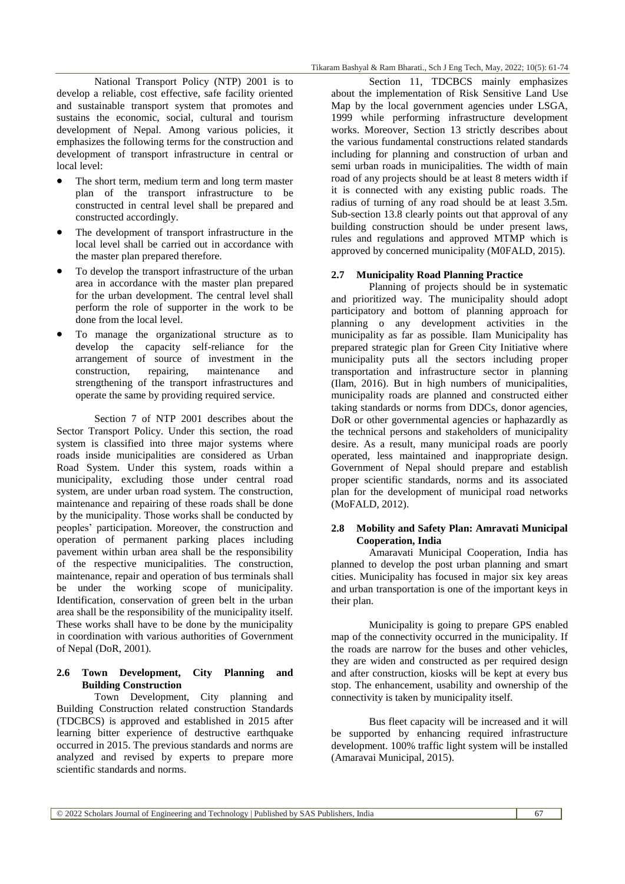National Transport Policy (NTP) 2001 is to develop a reliable, cost effective, safe facility oriented and sustainable transport system that promotes and sustains the economic, social, cultural and tourism development of Nepal. Among various policies, it emphasizes the following terms for the construction and development of transport infrastructure in central or local level:

- The short term, medium term and long term master plan of the transport infrastructure to be constructed in central level shall be prepared and constructed accordingly.
- The development of transport infrastructure in the local level shall be carried out in accordance with the master plan prepared therefore.
- To develop the transport infrastructure of the urban area in accordance with the master plan prepared for the urban development. The central level shall perform the role of supporter in the work to be done from the local level.
- To manage the organizational structure as to develop the capacity self-reliance for the arrangement of source of investment in the construction, repairing, maintenance and strengthening of the transport infrastructures and operate the same by providing required service.

Section 7 of NTP 2001 describes about the Sector Transport Policy. Under this section, the road system is classified into three major systems where roads inside municipalities are considered as Urban Road System. Under this system, roads within a municipality, excluding those under central road system, are under urban road system. The construction, maintenance and repairing of these roads shall be done by the municipality. Those works shall be conducted by peoples' participation. Moreover, the construction and operation of permanent parking places including pavement within urban area shall be the responsibility of the respective municipalities. The construction, maintenance, repair and operation of bus terminals shall be under the working scope of municipality. Identification, conservation of green belt in the urban area shall be the responsibility of the municipality itself. These works shall have to be done by the municipality in coordination with various authorities of Government of Nepal (DoR, 2001).

### 2.6 Town Development, City Planning and Building Construction

Town Development, City planning and Building Construction related construction Standards (TDCBCS) is approved and established in 2015 after learning bitter experience of destructive earthquake occurred in 2015. The previous standards and norms are analyzed and revised by experts to prepare more scientific standards and norms.

Section 11, TDCBCS mainly emphasizes about the implementation of Risk Sensitive Land Use Map by the local government agencies under LSGA, 1999 while performing infrastructure development works. Moreover, Section 13 strictly describes about the various fundamental constructions related standards including for planning and construction of urban and semi urban roads in municipalities. The width of main road of any projects should be at least 8 meters width if it is connected with any existing public roads. The radius of turning of any road should be at least 3.5m. Sub-section 13.8 clearly points out that approval of any building construction should be under present laws, rules and regulations and approved MTMP which is approved by concerned municipality (M0FALD, 2015).

### 2.7 Municipality Road Planning Practice

Planning of projects should be in systematic and prioritized way. The municipality should adopt participatory and bottom of planning approach for planning o any development activities in the municipality as far as possible. Ilam Municipality has prepared strategic plan for Green City Initiative where municipality puts all the sectors including proper transportation and infrastructure sector in planning (Ilam, 2016). But in high numbers of municipalities, municipality roads are planned and constructed either taking standards or norms from DDCs, donor agencies, DoR or other governmental agencies or haphazardly as the technical persons and stakeholders of municipality desire. As a result, many municipal roads are poorly operated, less maintained and inappropriate design. Government of Nepal should prepare and establish proper scientific standards, norms and its associated plan for the development of municipal road networks (MoFALD, 2012).

### 2.8 Mobility and Safety Plan: Amravati Municipal Cooperation, India

Amaravati Municipal Cooperation, India has planned to develop the post urban planning and smart cities. Municipality has focused in major six key areas and urban transportation is one of the important keys in their plan.

Municipality is going to prepare GPS enabled map of the connectivity occurred in the municipality. If the roads are narrow for the buses and other vehicles, they are widen and constructed as per required design and after construction, kiosks will be kept at every bus stop. The enhancement, usability and ownership of the connectivity is taken by municipality itself.

Bus fleet capacity will be increased and it will be supported by enhancing required infrastructure development. 100% traffic light system will be installed (Amaravai Municipal, 2015).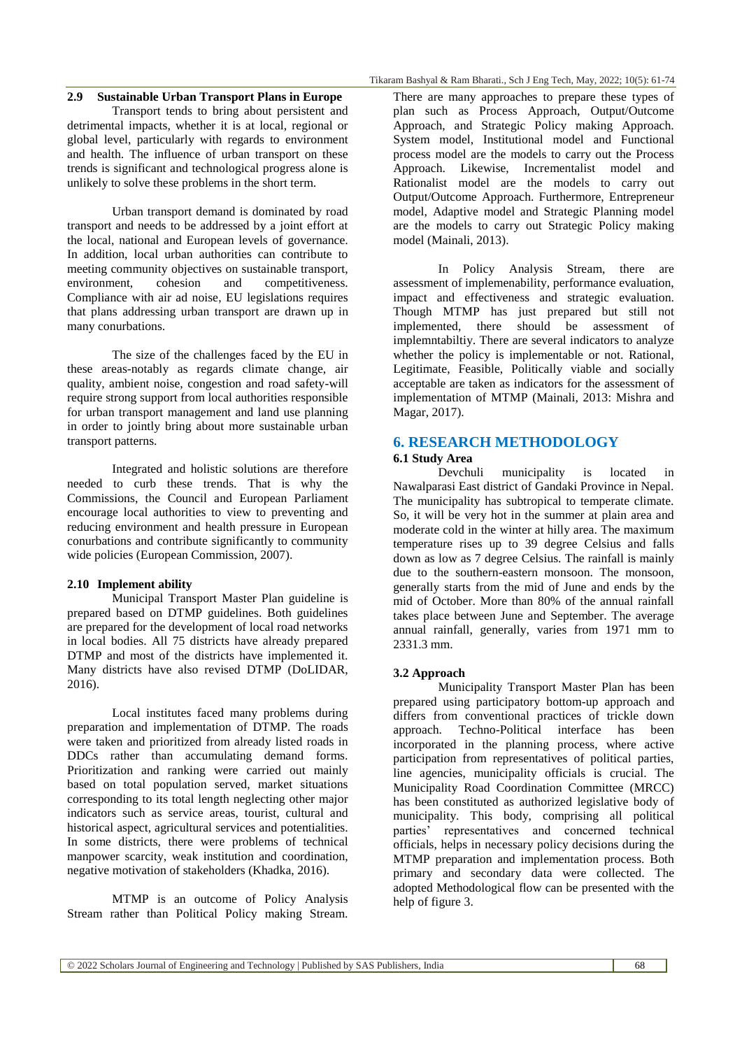### 2.9 Sustainable Urban Transport Plans in Europe

Transport tends to bring about persistent and detrimental impacts, whether it is at local, regional or global level, particularly with regards to environment and health. The influence of urban transport on these trends is significant and technological progress alone is unlikely to solve these problems in the short term.

Urban transport demand is dominated by road transport and needs to be addressed by a joint effort at the local, national and European levels of governance. In addition, local urban authorities can contribute to meeting community objectives on sustainable transport, environment, cohesion and competitiveness. Compliance with air ad noise, EU legislations requires that plans addressing urban transport are drawn up in many conurbations.

The size of the challenges faced by the EU in these areas-notably as regards climate change, air quality, ambient noise, congestion and road safety-will require strong support from local authorities responsible for urban transport management and land use planning in order to jointly bring about more sustainable urban transport patterns.

Integrated and holistic solutions are therefore needed to curb these trends. That is why the Commissions, the Council and European Parliament encourage local authorities to view to preventing and reducing environment and health pressure in European conurbations and contribute significantly to community wide policies (European Commission, 2007).

### 2.10 Implement ability

Municipal Transport Master Plan guideline is prepared based on DTMP guidelines. Both guidelines are prepared for the development of local road networks in local bodies. All 75 districts have already prepared DTMP and most of the districts have implemented it. Many districts have also revised DTMP (DoLIDAR, 2016).

Local institutes faced many problems during preparation and implementation of DTMP. The roads were taken and prioritized from already listed roads in DDCs rather than accumulating demand forms. Prioritization and ranking were carried out mainly based on total population served, market situations corresponding to its total length neglecting other major indicators such as service areas, tourist, cultural and historical aspect, agricultural services and potentialities. In some districts, there were problems of technical manpower scarcity, weak institution and coordination, negative motivation of stakeholders (Khadka, 2016).

MTMP is an outcome of Policy Analysis Stream rather than Political Policy making Stream. There are many approaches to prepare these types of plan such as Process Approach, Output/Outcome Approach, and Strategic Policy making Approach. System model, Institutional model and Functional process model are the models to carry out the Process Approach. Likewise, Incrementalist model and Rationalist model are the models to carry out Output/Outcome Approach. Furthermore, Entrepreneur model, Adaptive model and Strategic Planning model are the models to carry out Strategic Policy making model (Mainali, 2013).

In Policy Analysis Stream, there are assessment of implemenability, performance evaluation, impact and effectiveness and strategic evaluation. Though MTMP has just prepared but still not implemented, there should be assessment of implemntabiltiy. There are several indicators to analyze whether the policy is implementable or not. Rational, Legitimate, Feasible, Politically viable and socially acceptable are taken as indicators for the assessment of implementation of MTMP (Mainali, 2013: Mishra and Magar, 2017).

## 6. RESEARCH METHODOLOGY

### 6.1 Study Area

Devchuli municipality is located in Nawalparasi East district of Gandaki Province in Nepal. The municipality has subtropical to temperate climate. So, it will be very hot in the summer at plain area and moderate cold in the winter at hilly area. The maximum temperature rises up to 39 degree Celsius and falls down as low as 7 degree Celsius. The rainfall is mainly due to the southern-eastern monsoon. The monsoon, generally starts from the mid of June and ends by the mid of October. More than 80% of the annual rainfall takes place between June and September. The average annual rainfall, generally, varies from 1971 mm to 2331.3 mm.

### 3.2 Approach

Municipality Transport Master Plan has been prepared using participatory bottom-up approach and differs from conventional practices of trickle down approach. Techno-Political interface has been incorporated in the planning process, where active participation from representatives of political parties, line agencies, municipality officials is crucial. The Municipality Road Coordination Committee (MRCC) has been constituted as authorized legislative body of municipality. This body, comprising all political parties' representatives and concerned technical officials, helps in necessary policy decisions during the MTMP preparation and implementation process. Both primary and secondary data were collected. The adopted Methodological flow can be presented with the help of figure 3.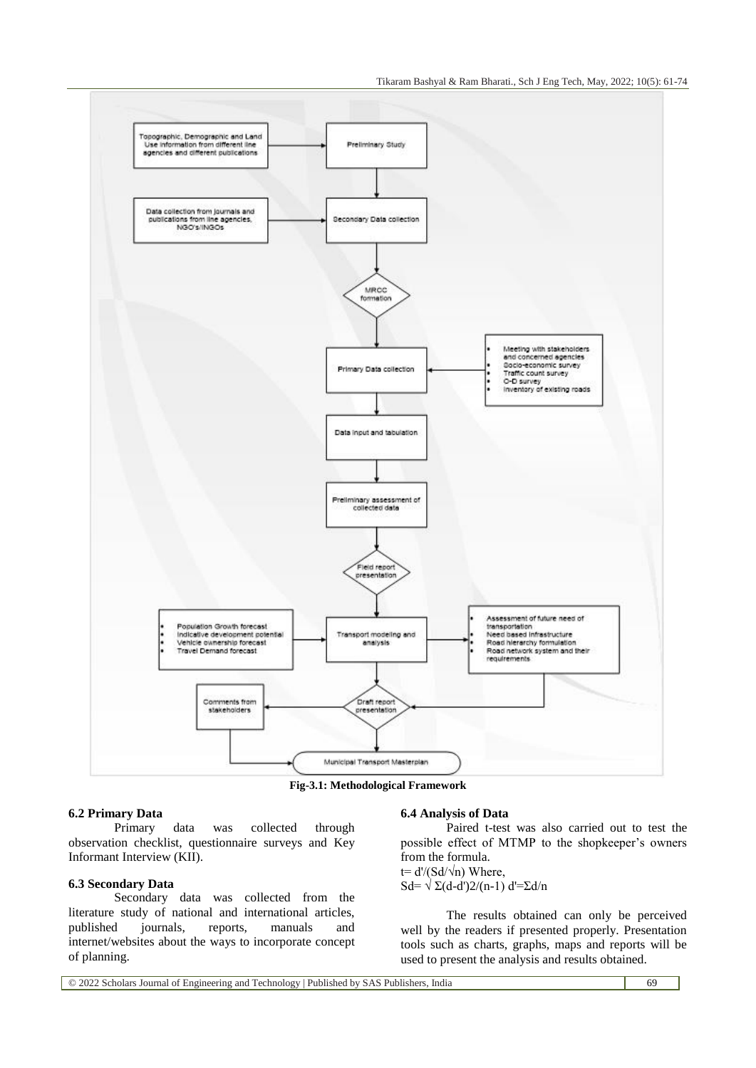**Fig-3.1: Methodological Framework**

### 6.2 Primary Data

Primary data was collected through observation checklist, questionnaire surveys and Key Informant Interview (KII).

### 6.3 Secondary Data

Secondary data was collected from the literature study of national and international articles, published journals, reports, manuals and internet/websites about the ways to incorporate concept of planning.

### 6.4 Analysis of Data

Paired t-test was also carried out to test the possible effect of MTMP to the shopkeeper's owners from the formula.

$t = d'/(Sd/\sqrt{n})$ Where,

$Sd = \sqrt{\Sigma(d-d')2/(n-1)}$ $d' = \Sigma d/n$

The results obtained can only be perceived well by the readers if presented properly. Presentation tools such as charts, graphs, maps and reports will be used to present the analysis and results obtained.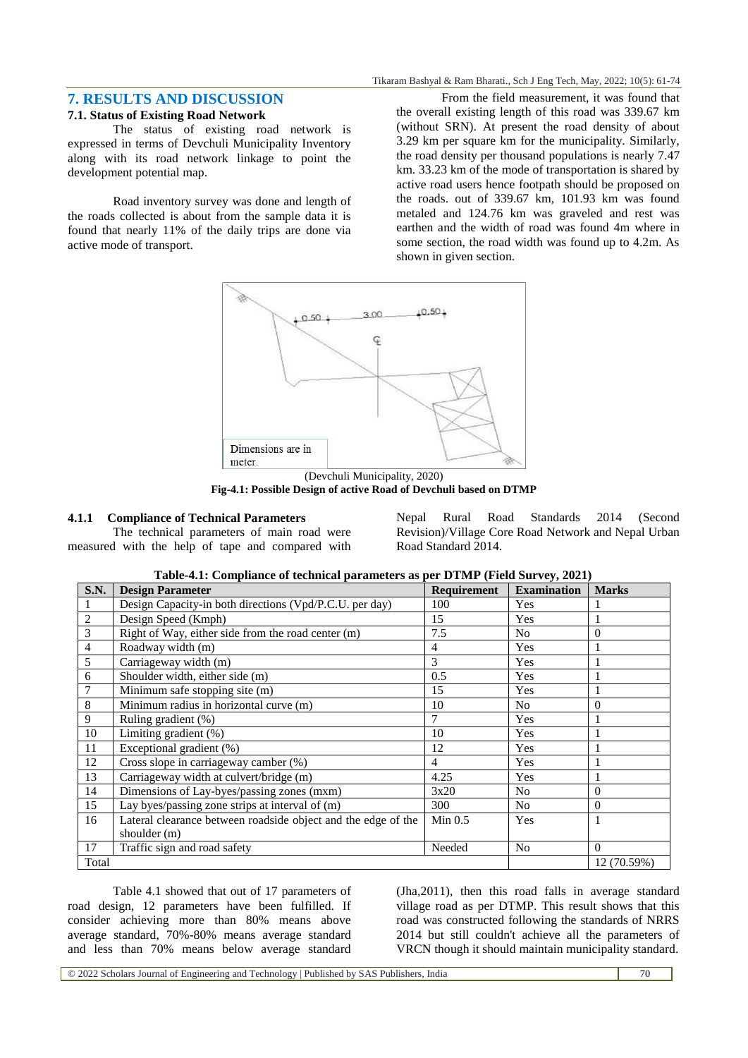## 7. RESULTS AND DISCUSSION

### 7.1. Status of Existing Road Network

The status of existing road network is expressed in terms of Devchuli Municipality Inventory along with its road network linkage to point the development potential map.

Road inventory survey was done and length of the roads collected is about from the sample data it is found that nearly 11% of the daily trips are done via active mode of transport.

From the field measurement, it was found that the overall existing length of this road was 339.67 km (without SRN). At present the road density of about 3.29 km per square km for the municipality. Similarly, the road density per thousand populations is nearly 7.47 km. 33.23 km of the mode of transportation is shared by active road users hence footpath should be proposed on the roads. out of 339.67 km, 101.93 km was found metaled and 124.76 km was graveled and rest was earthen and the width of road was found 4m where in some section, the road width was found up to 4.2m. As shown in given section.

(Devchuli Municipality, 2020)

**Fig-4.1: Possible Design of active Road of Devchuli based on DTMP**

#### 4.1.1 Compliance of Technical Parameters

The technical parameters of main road were measured with the help of tape and compared with Nepal Rural Road Standards 2014 (Second Revision)/Village Core Road Network and Nepal Urban Road Standard 2014.

**Table-4.1: Compliance of technical parameters as per DTMP (Field Survey, 2021)**

| S.N. | Design Parameter | Requirement | Examination | Marks |
|---|---|---|---|---|
| 1 | Design Capacity-in both directions (Vpd/P.C.U. per day) | 100 | Yes | 1 |
| 2 | Design Speed (Kmph) | 15 | Yes | 1 |
| 3 | Right of Way, either side from the road center (m) | 7.5 | No | 0 |
| 4 | Roadway width (m) | 4 | Yes | 1 |
| 5 | Carriageway width (m) | 3 | Yes | 1 |
| 6 | Shoulder width, either side (m) | 0.5 | Yes | 1 |
| 7 | Minimum safe stopping site (m) | 15 | Yes | 1 |
| 8 | Minimum radius in horizontal curve (m) | 10 | No | 0 |
| 9 | Ruling gradient (%) | 7 | Yes | 1 |
| 10 | Limiting gradient (%) | 10 | Yes | 1 |
| 11 | Exceptional gradient (%) | 12 | Yes | 1 |
| 12 | Cross slope in carriageway camber (%) | 4 | Yes | 1 |
| 13 | Carriageway width at culvert/bridge (m) | 4.25 | Yes | 1 |
| 14 | Dimensions of Lay-byes/passing zones (mxm) | 3x20 | No | 0 |
| 15 | Lay byes/passing zone strips at interval of (m) | 300 | No | 0 |
| 16 | Lateral clearance between roadside object and the edge of the shoulder (m) | Min 0.5 | Yes | 1 |
| 17 | Traffic sign and road safety | Needed | No | 0 |
| Total | | | | 12 (70.59%) |

Table 4.1 showed that out of 17 parameters of road design, 12 parameters have been fulfilled. If consider achieving more than 80% means above average standard, 70%-80% means average standard and less than 70% means below average standard (Jha,2011), then this road falls in average standard village road as per DTMP. This result shows that this road was constructed following the standards of NRRS 2014 but still couldn't achieve all the parameters of VRCN though it should maintain municipality standard.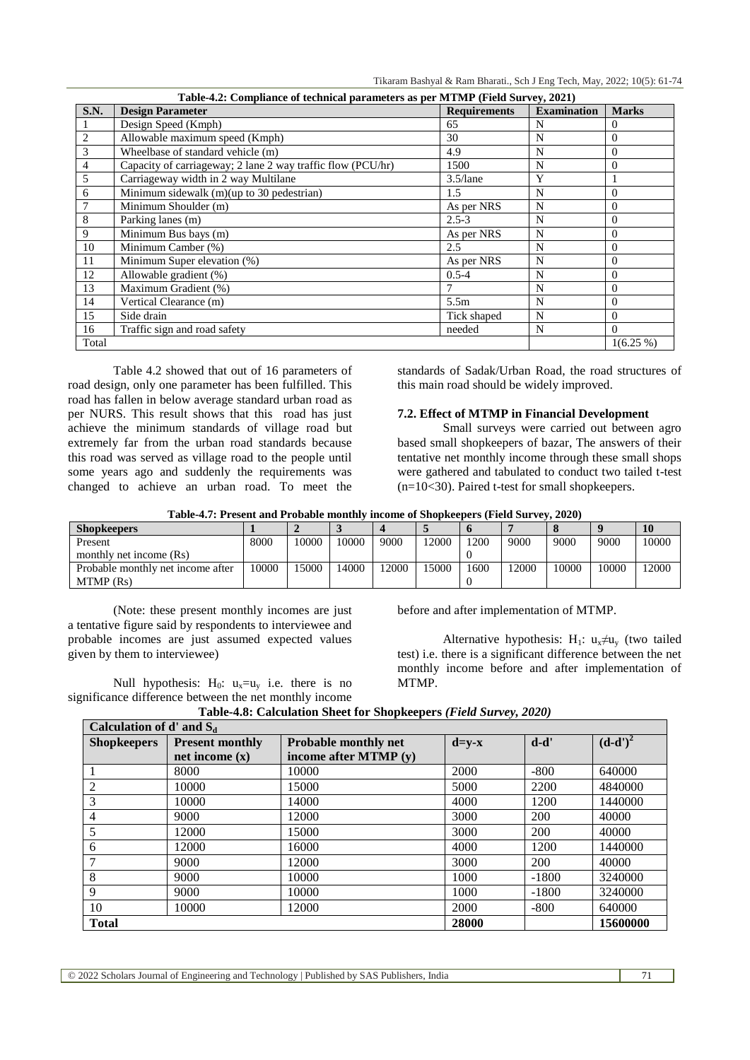**Table-4.2: Compliance of technical parameters as per MTMP (Field Survey, 2021)**

| S.N. | Design Parameter | Requirements | Examination | Marks |
|---|---|---|---|---|
| 1 | Design Speed (Kmph) | 65 | N | 0 |
| 2 | Allowable maximum speed (Kmph) | 30 | N | 0 |
| 3 | Wheelbase of standard vehicle (m) | 4.9 | N | 0 |
| 4 | Capacity of carriageway; 2 lane 2 way traffic flow (PCU/hr) | 1500 | N | 0 |
| 5 | Carriageway width in 2 way Multilane | 3.5/lane | Y | 1 |
| 6 | Minimum sidewalk (m)(up to 30 pedestrian) | 1.5 | N | 0 |
| 7 | Minimum Shoulder (m) | As per NRS | N | 0 |
| 8 | Parking lanes (m) | 2.5-3 | N | 0 |
| 9 | Minimum Bus bays (m) | As per NRS | N | 0 |
| 10 | Minimum Camber (%) | 2.5 | N | 0 |
| 11 | Minimum Super elevation (%) | As per NRS | N | 0 |
| 12 | Allowable gradient (%) | 0.5-4 | N | 0 |
| 13 | Maximum Gradient (%) | 7 | N | 0 |
| 14 | Vertical Clearance (m) | 5.5m | N | 0 |
| 15 | Side drain | Tick shaped | N | 0 |
| 16 | Traffic sign and road safety | needed | N | 0 |
| Total | | | | 1(6.25 %) |

Table 4.2 showed that out of 16 parameters of road design, only one parameter has been fulfilled. This road has fallen in below average standard urban road as per NURS. This result shows that this road has just achieve the minimum standards of village road but extremely far from the urban road standards because this road was served as village road to the people until some years ago and suddenly the requirements was changed to achieve an urban road. To meet the standards of Sadak/Urban Road, the road structures of this main road should be widely improved.

### 7.2. Effect of MTMP in Financial Development

Small surveys were carried out between agro based small shopkeepers of bazar, The answers of their tentative net monthly income through these small shops were gathered and tabulated to conduct two tailed t-test (n=10<30). Paired t-test for small shopkeepers.

**Table-4.7: Present and Probable monthly income of Shopkeepers (Field Survey, 2020)**

| Shopkeepers | 1 | 2 | 3 | 4 | 5 | 6 | 7 | 8 | 9 | 10 |
|---|---|---|---|---|---|---|---|---|---|---|
| Present monthly net income (Rs) | 8000 | 10000 | 10000 | 9000 | 12000 | 12000 | 9000 | 9000 | 9000 | 10000 |
| Probable monthly net income after MTMP (Rs) | 10000 | 15000 | 14000 | 12000 | 15000 | 16000 | 12000 | 10000 | 10000 | 12000 |

(Note: these present monthly incomes are just a tentative figure said by respondents to interviewee and probable incomes are just assumed expected values given by them to interviewee)

Null hypothesis: $H_0$: $u_x=u_y$ i.e. there is no significance difference between the net monthly income before and after implementation of MTMP.

Alternative hypothesis: $H_1$: $u_x \neq u_y$ (two tailed test) i.e. there is a significant difference between the net monthly income before and after implementation of MTMP.

**Table-4.8: Calculation Sheet for Shopkeepers *(Field Survey, 2020)***

| Calculation of d' and $S_d$ | | | | | |
|---|---|---|---|---|---|
| **Shopkeepers** | **Present monthly net income (x)** | **Probable monthly net income after MTMP (y)** | **d=y-x** | **d-d'** | **$(d-d')^2$** |
| 1 | 8000 | 10000 | 2000 | -800 | 640000 |
| 2 | 10000 | 15000 | 5000 | 2200 | 4840000 |
| 3 | 10000 | 14000 | 4000 | 1200 | 1440000 |
| 4 | 9000 | 12000 | 3000 | 200 | 40000 |
| 5 | 12000 | 15000 | 3000 | 200 | 40000 |
| 6 | 12000 | 16000 | 4000 | 1200 | 1440000 |
| 7 | 9000 | 12000 | 3000 | 200 | 40000 |
| 8 | 9000 | 10000 | 1000 | -1800 | 3240000 |
| 9 | 9000 | 10000 | 1000 | -1800 | 3240000 |
| 10 | 10000 | 12000 | 2000 | -800 | 640000 |
| **Total** | | | **28000** | | **15600000** |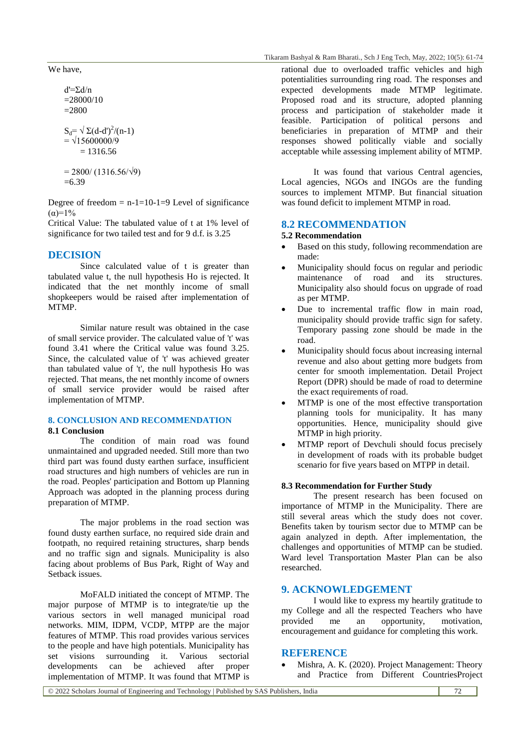We have,

$$d' = \Sigma d/n$$
$$= 28000/10$$
$$= 2800$$

$$S_d = \sqrt{\Sigma(d-d')^2/(n-1)}$$
$$= \sqrt{15600000/9}$$
$$= 1316.56$$

$$= 2800/(1316.56/\sqrt{9})$$
$$= 6.39$$

Degree of freedom = n-1=10-1=9 Level of significance (α)=1%

Critical Value: The tabulated value of t at 1% level of significance for two tailed test and for 9 d.f. is 3.25

## DECISION

Since calculated value of t is greater than tabulated value t, the null hypothesis Ho is rejected. It indicated that the net monthly income of small shopkeepers would be raised after implementation of MTMP.

Similar nature result was obtained in the case of small service provider. The calculated value of 't' was found 3.41 where the Critical value was found 3.25. Since, the calculated value of 't' was achieved greater than tabulated value of 't', the null hypothesis Ho was rejected. That means, the net monthly income of owners of small service provider would be raised after implementation of MTMP.

## 8. CONCLUSION AND RECOMMENDATION

### 8.1 Conclusion

The condition of main road was found unmaintained and upgraded needed. Still more than two third part was found dusty earthen surface, insufficient road structures and high numbers of vehicles are run in the road. Peoples' participation and Bottom up Planning Approach was adopted in the planning process during preparation of MTMP.

The major problems in the road section was found dusty earthen surface, no required side drain and footpath, no required retaining structures, sharp bends and no traffic sign and signals. Municipality is also facing about problems of Bus Park, Right of Way and Setback issues.

MoFALD initiated the concept of MTMP. The major purpose of MTMP is to integrate/tie up the various sectors in well managed municipal road networks. MIM, IDPM, VCDP, MTPP are the major features of MTMP. This road provides various services to the people and have high potentials. Municipality has set visions surrounding it. Various sectorial developments can be achieved after proper implementation of MTMP. It was found that MTMP is rational due to overloaded traffic vehicles and high potentialities surrounding ring road. The responses and expected developments made MTMP legitimate. Proposed road and its structure, adopted planning process and participation of stakeholder made it feasible. Participation of political persons and beneficiaries in preparation of MTMP and their responses showed politically viable and socially acceptable while assessing implement ability of MTMP.

It was found that various Central agencies, Local agencies, NGOs and INGOs are the funding sources to implement MTMP. But financial situation was found deficit to implement MTMP in road.

## 8.2 RECOMMENDATION

### 5.2 Recommendation

- Based on this study, following recommendation are made:
- Municipality should focus on regular and periodic maintenance of road and its structures. Municipality also should focus on upgrade of road as per MTMP.
- Due to incremental traffic flow in main road, municipality should provide traffic sign for safety. Temporary passing zone should be made in the road.
- Municipality should focus about increasing internal revenue and also about getting more budgets from center for smooth implementation. Detail Project Report (DPR) should be made of road to determine the exact requirements of road.
- MTMP is one of the most effective transportation planning tools for municipality. It has many opportunities. Hence, municipality should give MTMP in high priority.
- MTMP report of Devchuli should focus precisely in development of roads with its probable budget scenario for five years based on MTPP in detail.

### 8.3 Recommendation for Further Study

The present research has been focused on importance of MTMP in the Municipality. There are still several areas which the study does not cover. Benefits taken by tourism sector due to MTMP can be again analyzed in depth. After implementation, the challenges and opportunities of MTMP can be studied. Ward level Transportation Master Plan can be also researched.

## 9. ACKNOWLEDGEMENT

I would like to express my heartily gratitude to my College and all the respected Teachers who have provided me an opportunity, motivation, encouragement and guidance for completing this work.

## REFERENCE

- Mishra, A. K. (2020). Project Management: Theory and Practice from Different CountriesProject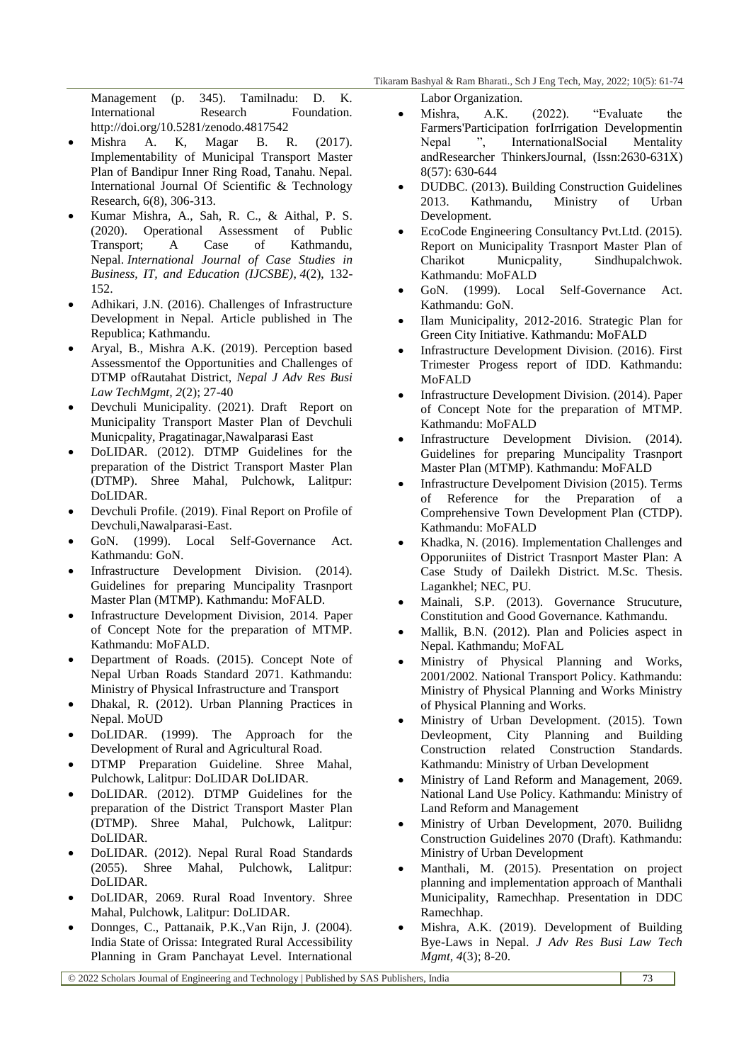Management (p. 345). Tamilnadu: D. K. International Research Foundation. http://doi.org/10.5281/zenodo.4817542

- Mishra A. K, Magar B. R. (2017). Implementability of Municipal Transport Master Plan of Bandipur Inner Ring Road, Tanahu. Nepal. International Journal Of Scientific & Technology Research, 6(8), 306-313.
- Kumar Mishra, A., Sah, R. C., & Aithal, P. S. (2020). Operational Assessment of Public Transport; A Case of Kathmandu, Nepal. *International Journal of Case Studies in Business, IT, and Education (IJCSBE)*, *4*(2), 132-152.
- Adhikari, J.N. (2016). Challenges of Infrastructure Development in Nepal. Article published in The Republica; Kathmandu.
- Aryal, B., Mishra A.K. (2019). Perception based Assessmentof the Opportunities and Challenges of DTMP ofRautahat District, *Nepal J Adv Res Busi Law TechMgmt, 2*(2); 27-40
- Devchuli Municipality. (2021). Draft Report on Municipality Transport Master Plan of Devchuli Municpality, Pragatinagar,Nawalparasi East
- DoLIDAR. (2012). DTMP Guidelines for the preparation of the District Transport Master Plan (DTMP). Shree Mahal, Pulchowk, Lalitpur: DoLIDAR.
- Devchuli Profile. (2019). Final Report on Profile of Devchuli,Nawalparasi-East.
- GoN. (1999). Local Self-Governance Act. Kathmandu: GoN.
- Infrastructure Development Division. (2014). Guidelines for preparing Muncipality Trasnport Master Plan (MTMP). Kathmandu: MoFALD.
- Infrastructure Development Division, 2014. Paper of Concept Note for the preparation of MTMP. Kathmandu: MoFALD.
- Department of Roads. (2015). Concept Note of Nepal Urban Roads Standard 2071. Kathmandu: Ministry of Physical Infrastructure and Transport
- Dhakal, R. (2012). Urban Planning Practices in Nepal. MoUD
- DoLIDAR. (1999). The Approach for the Development of Rural and Agricultural Road.
- DTMP Preparation Guideline. Shree Mahal, Pulchowk, Lalitpur: DoLIDAR DoLIDAR.
- DoLIDAR. (2012). DTMP Guidelines for the preparation of the District Transport Master Plan (DTMP). Shree Mahal, Pulchowk, Lalitpur: DoLIDAR.
- DoLIDAR. (2012). Nepal Rural Road Standards (2055). Shree Mahal, Pulchowk, Lalitpur: DoLIDAR.
- DoLIDAR, 2069. Rural Road Inventory. Shree Mahal, Pulchowk, Lalitpur: DoLIDAR.
- Donnges, C., Pattanaik, P.K.,Van Rijn, J. (2004). India State of Orissa: Integrated Rural Accessibility Planning in Gram Panchayat Level. International Labor Organization.
- Mishra, A.K. (2022). "Evaluate the Farmers'Participation forIrrigation Developmentin Nepal ", InternationalSocial Mentality andResearcher ThinkersJournal, (Issn:2630-631X) 8(57): 630-644
- DUDBC. (2013). Building Construction Guidelines 2013. Kathmandu, Ministry of Urban Development.
- EcoCode Engineering Consultancy Pvt.Ltd. (2015). Report on Municipality Trasnport Master Plan of Charikot Municpality, Sindhupalchwok. Kathmandu: MoFALD
- GoN. (1999). Local Self-Governance Act. Kathmandu: GoN.
- Ilam Municipality, 2012-2016. Strategic Plan for Green City Initiative. Kathmandu: MoFALD
- Infrastructure Development Division. (2016). First Trimester Progess report of IDD. Kathmandu: MoFALD
- Infrastructure Development Division. (2014). Paper of Concept Note for the preparation of MTMP. Kathmandu: MoFALD
- Infrastructure Development Division. (2014). Guidelines for preparing Muncipality Trasnport Master Plan (MTMP). Kathmandu: MoFALD
- Infrastructure Develpoment Division (2015). Terms of Reference for the Preparation of a Comprehensive Town Development Plan (CTDP). Kathmandu: MoFALD
- Khadka, N. (2016). Implementation Challenges and Opporuniites of District Trasnport Master Plan: A Case Study of Dailekh District. M.Sc. Thesis. Lagankhel; NEC, PU.
- Mainali, S.P. (2013). Governance Strucuture, Constitution and Good Governance. Kathmandu.
- Mallik, B.N. (2012). Plan and Policies aspect in Nepal. Kathmandu; MoFAL
- Ministry of Physical Planning and Works, 2001/2002. National Transport Policy. Kathmandu: Ministry of Physical Planning and Works Ministry of Physical Planning and Works.
- Ministry of Urban Development. (2015). Town Devleopment, City Planning and Building Construction related Construction Standards. Kathmandu: Ministry of Urban Development
- Ministry of Land Reform and Management, 2069. National Land Use Policy. Kathmandu: Ministry of Land Reform and Management
- Ministry of Urban Development, 2070. Builidng Construction Guidelines 2070 (Draft). Kathmandu: Ministry of Urban Development
- Manthali, M. (2015). Presentation on project planning and implementation approach of Manthali Municipality, Ramechhap. Presentation in DDC Ramechhap.
- Mishra, A.K. (2019). Development of Building Bye-Laws in Nepal. *J Adv Res Busi Law Tech Mgmt, 4*(3); 8-20.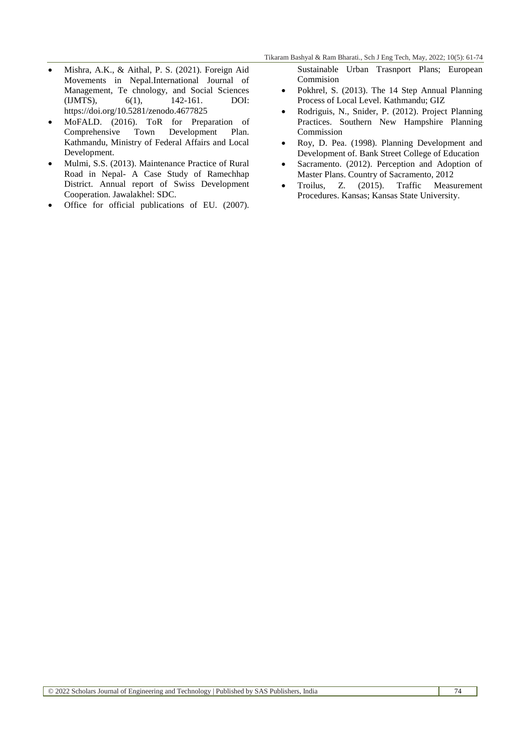- Mishra, A.K., & Aithal, P. S. (2021). Foreign Aid Movements in Nepal.International Journal of Management, Te chnology, and Social Sciences (IJMTS), 6(1), 142-161. DOI: https://doi.org/10.5281/zenodo.4677825
- MoFALD. (2016). ToR for Preparation of Comprehensive Town Development Plan. Kathmandu, Ministry of Federal Affairs and Local Development.
- Mulmi, S.S. (2013). Maintenance Practice of Rural Road in Nepal- A Case Study of Ramechhap District. Annual report of Swiss Development Cooperation. Jawalakhel: SDC.
- Office for official publications of EU. (2007). Sustainable Urban Trasnport Plans; European Commision
- Pokhrel, S. (2013). The 14 Step Annual Planning Process of Local Level. Kathmandu; GIZ
- Rodriguis, N., Snider, P. (2012). Project Planning Practices. Southern New Hampshire Planning Commission
- Roy, D. Pea. (1998). Planning Development and Development of. Bank Street College of Education
- Sacramento. (2012). Perception and Adoption of Master Plans. Country of Sacramento, 2012
- Troilus, Z. (2015). Traffic Measurement Procedures. Kansas; Kansas State University.